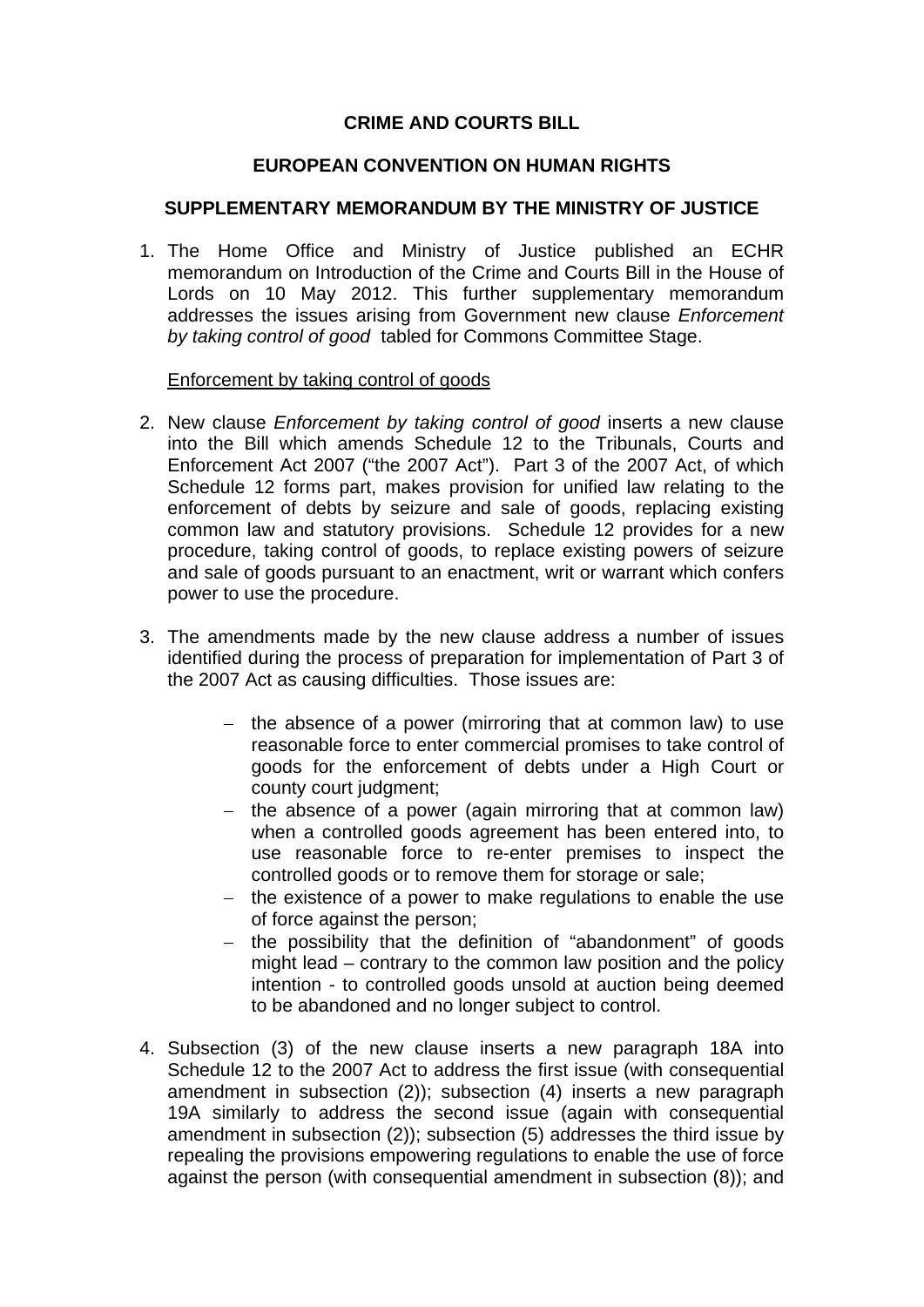**CRIME AND COURTS BILL**

**EUROPEAN CONVENTION ON HUMAN RIGHTS**

**SUPPLEMENTARY MEMORANDUM BY THE MINISTRY OF JUSTICE**

1. The Home Office and Ministry of Justice published an ECHR memorandum on Introduction of the Crime and Courts Bill in the House of Lords on 10 May 2012. This further supplementary memorandum addresses the issues arising from Government new clause *Enforcement by taking control of good* tabled for Commons Committee Stage.

   Enforcement by taking control of goods

2. New clause *Enforcement by taking control of good* inserts a new clause into the Bill which amends Schedule 12 to the Tribunals, Courts and Enforcement Act 2007 ("the 2007 Act"). Part 3 of the 2007 Act, of which Schedule 12 forms part, makes provision for unified law relating to the enforcement of debts by seizure and sale of goods, replacing existing common law and statutory provisions. Schedule 12 provides for a new procedure, taking control of goods, to replace existing powers of seizure and sale of goods pursuant to an enactment, writ or warrant which confers power to use the procedure.

3. The amendments made by the new clause address a number of issues identified during the process of preparation for implementation of Part 3 of the 2007 Act as causing difficulties. Those issues are:

   - the absence of a power (mirroring that at common law) to use reasonable force to enter commercial promises to take control of goods for the enforcement of debts under a High Court or county court judgment;
   - the absence of a power (again mirroring that at common law) when a controlled goods agreement has been entered into, to use reasonable force to re-enter premises to inspect the controlled goods or to remove them for storage or sale;
   - the existence of a power to make regulations to enable the use of force against the person;
   - the possibility that the definition of "abandonment" of goods might lead – contrary to the common law position and the policy intention - to controlled goods unsold at auction being deemed to be abandoned and no longer subject to control.

4. Subsection (3) of the new clause inserts a new paragraph 18A into Schedule 12 to the 2007 Act to address the first issue (with consequential amendment in subsection (2)); subsection (4) inserts a new paragraph 19A similarly to address the second issue (again with consequential amendment in subsection (2)); subsection (5) addresses the third issue by repealing the provisions empowering regulations to enable the use of force against the person (with consequential amendment in subsection (8)); and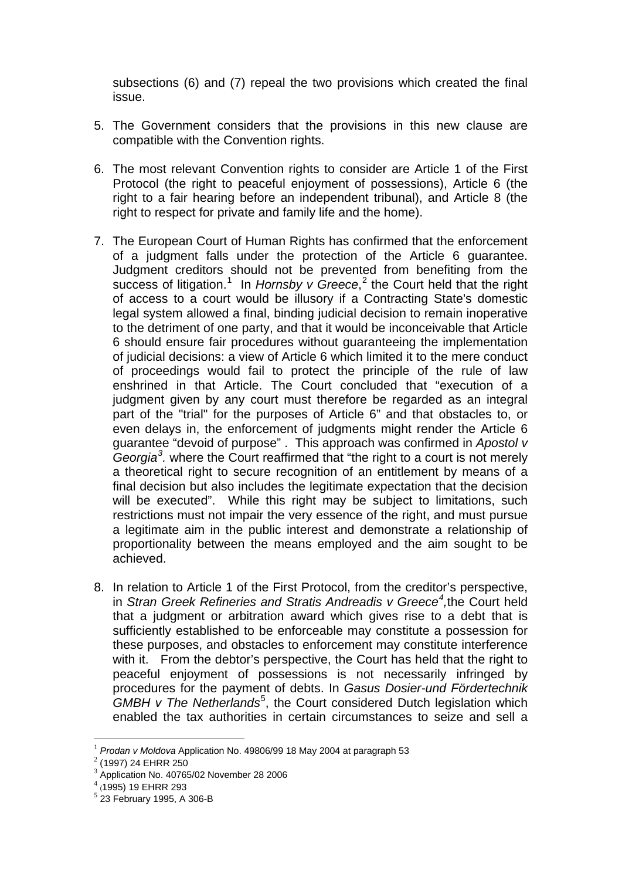subsections (6) and (7) repeal the two provisions which created the final issue.

5. The Government considers that the provisions in this new clause are compatible with the Convention rights.

6. The most relevant Convention rights to consider are Article 1 of the First Protocol (the right to peaceful enjoyment of possessions), Article 6 (the right to a fair hearing before an independent tribunal), and Article 8 (the right to respect for private and family life and the home).

7. The European Court of Human Rights has confirmed that the enforcement of a judgment falls under the protection of the Article 6 guarantee. Judgment creditors should not be prevented from benefiting from the success of litigation.[1] In *Hornsby v Greece*,[2] the Court held that the right of access to a court would be illusory if a Contracting State's domestic legal system allowed a final, binding judicial decision to remain inoperative to the detriment of one party, and that it would be inconceivable that Article 6 should ensure fair procedures without guaranteeing the implementation of judicial decisions: a view of Article 6 which limited it to the mere conduct of proceedings would fail to protect the principle of the rule of law enshrined in that Article. The Court concluded that "execution of a judgment given by any court must therefore be regarded as an integral part of the "trial" for the purposes of Article 6" and that obstacles to, or even delays in, the enforcement of judgments might render the Article 6 guarantee "devoid of purpose" . This approach was confirmed in *Apostol v Georgia*[3]. where the Court reaffirmed that "the right to a court is not merely a theoretical right to secure recognition of an entitlement by means of a final decision but also includes the legitimate expectation that the decision will be executed". While this right may be subject to limitations, such restrictions must not impair the very essence of the right, and must pursue a legitimate aim in the public interest and demonstrate a relationship of proportionality between the means employed and the aim sought to be achieved.

8. In relation to Article 1 of the First Protocol, from the creditor's perspective, in *Stran Greek Refineries and Stratis Andreadis v Greece*[4], the Court held that a judgment or arbitration award which gives rise to a debt that is sufficiently established to be enforceable may constitute a possession for these purposes, and obstacles to enforcement may constitute interference with it. From the debtor's perspective, the Court has held that the right to peaceful enjoyment of possessions is not necessarily infringed by procedures for the payment of debts. In *Gasus Dosier-und Fördertechnik GMBH v The Netherlands*[5], the Court considered Dutch legislation which enabled the tax authorities in certain circumstances to seize and sell a

---

[1] *Prodan v Moldova* Application No. 49806/99 18 May 2004 at paragraph 53

[2] (1997) 24 EHRR 250

[3] Application No. 40765/02 November 28 2006

[4] (1995) 19 EHRR 293

[5] 23 February 1995, A 306-B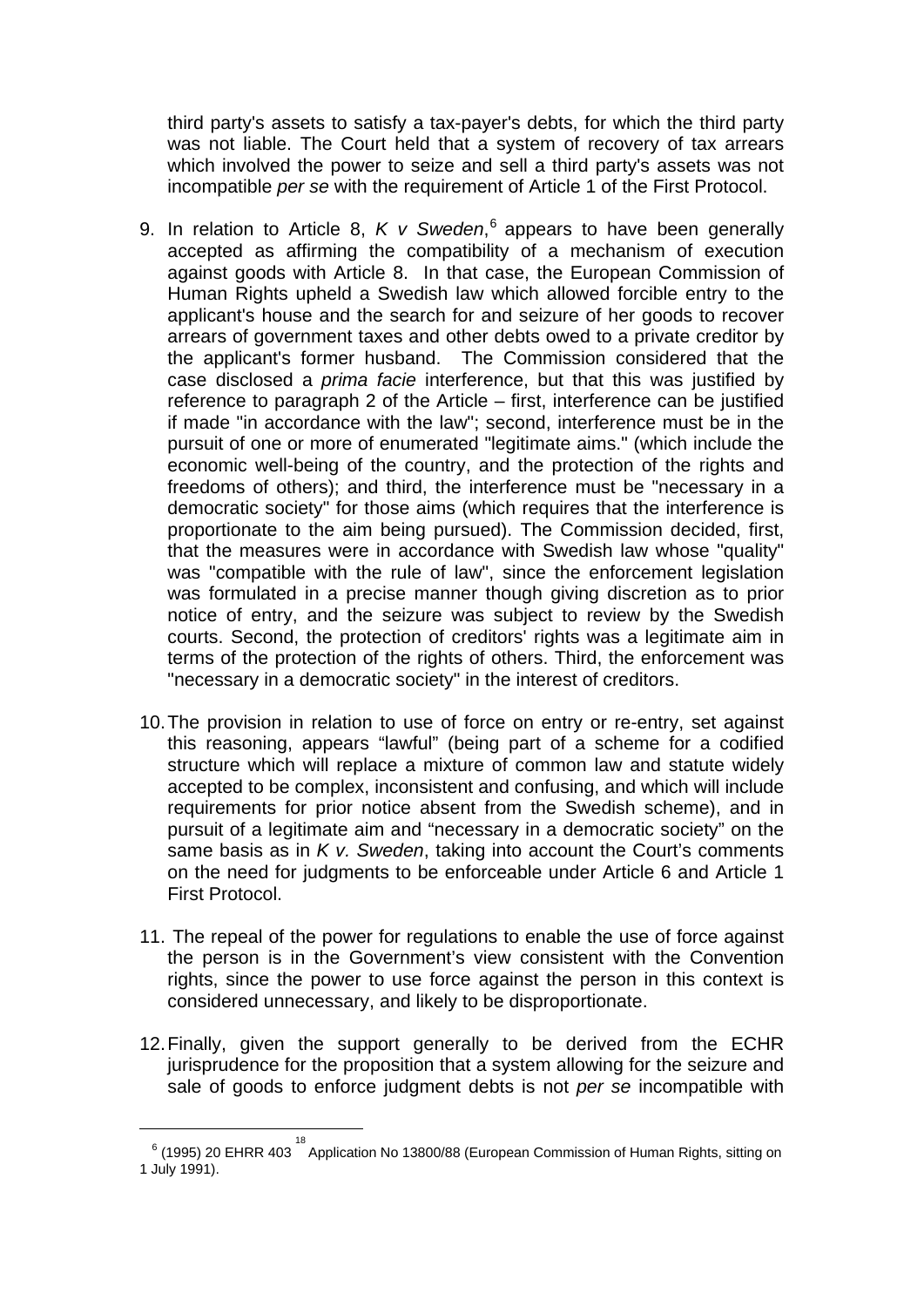third party's assets to satisfy a tax-payer's debts, for which the third party was not liable. The Court held that a system of recovery of tax arrears which involved the power to seize and sell a third party's assets was not incompatible *per se* with the requirement of Article 1 of the First Protocol.

9. In relation to Article 8, *K v Sweden*,[6] appears to have been generally accepted as affirming the compatibility of a mechanism of execution against goods with Article 8. In that case, the European Commission of Human Rights upheld a Swedish law which allowed forcible entry to the applicant's house and the search for and seizure of her goods to recover arrears of government taxes and other debts owed to a private creditor by the applicant's former husband. The Commission considered that the case disclosed a *prima facie* interference, but that this was justified by reference to paragraph 2 of the Article – first, interference can be justified if made "in accordance with the law"; second, interference must be in the pursuit of one or more of enumerated "legitimate aims." (which include the economic well-being of the country, and the protection of the rights and freedoms of others); and third, the interference must be "necessary in a democratic society" for those aims (which requires that the interference is proportionate to the aim being pursued). The Commission decided, first, that the measures were in accordance with Swedish law whose "quality" was "compatible with the rule of law", since the enforcement legislation was formulated in a precise manner though giving discretion as to prior notice of entry, and the seizure was subject to review by the Swedish courts. Second, the protection of creditors' rights was a legitimate aim in terms of the protection of the rights of others. Third, the enforcement was "necessary in a democratic society" in the interest of creditors.

10. The provision in relation to use of force on entry or re-entry, set against this reasoning, appears "lawful" (being part of a scheme for a codified structure which will replace a mixture of common law and statute widely accepted to be complex, inconsistent and confusing, and which will include requirements for prior notice absent from the Swedish scheme), and in pursuit of a legitimate aim and "necessary in a democratic society" on the same basis as in *K v. Sweden*, taking into account the Court's comments on the need for judgments to be enforceable under Article 6 and Article 1 First Protocol.

11. The repeal of the power for regulations to enable the use of force against the person is in the Government's view consistent with the Convention rights, since the power to use force against the person in this context is considered unnecessary, and likely to be disproportionate.

12. Finally, given the support generally to be derived from the ECHR jurisprudence for the proposition that a system allowing for the seizure and sale of goods to enforce judgment debts is not *per se* incompatible with

---

[6] (1995) 20 EHRR 403 [18] Application No 13800/88 (European Commission of Human Rights, sitting on 1 July 1991).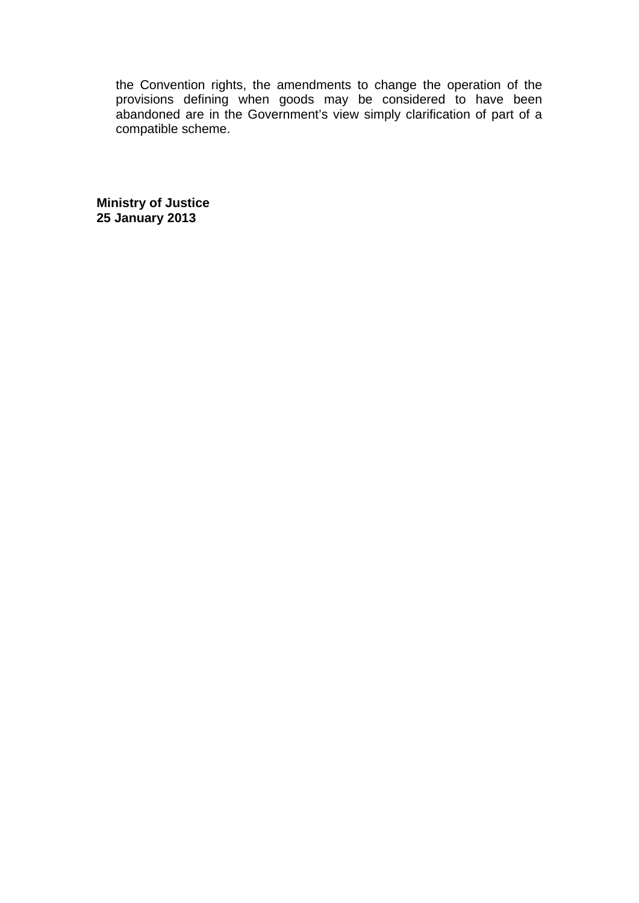the Convention rights, the amendments to change the operation of the provisions defining when goods may be considered to have been abandoned are in the Government's view simply clarification of part of a compatible scheme.

**Ministry of Justice**
**25 January 2013**